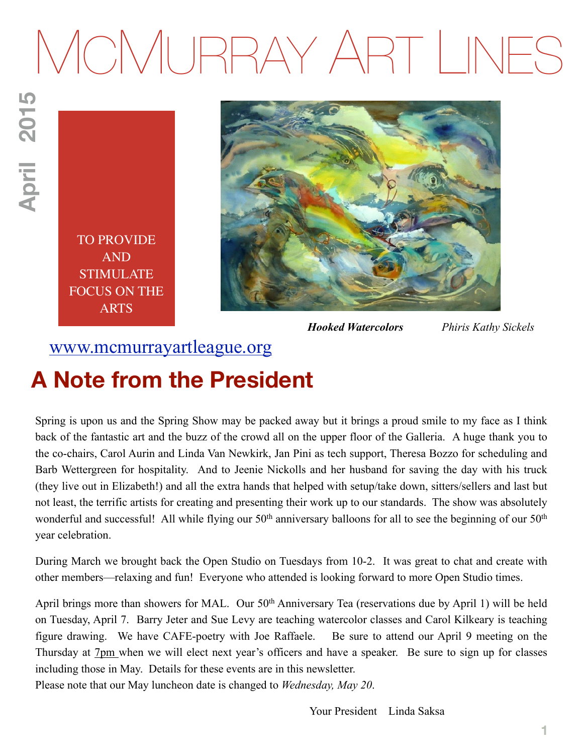# McMurray Art Lines

April 2015

TO PROVIDE AND STIMULATE FOCUS ON THE ARTS

***Hooked Watercolors*** *Phiris Kathy Sickels*

www.mcmurrayartleague.org

## A Note from the President

Spring is upon us and the Spring Show may be packed away but it brings a proud smile to my face as I think back of the fantastic art and the buzz of the crowd all on the upper floor of the Galleria. A huge thank you to the co-chairs, Carol Aurin and Linda Van Newkirk, Jan Pini as tech support, Theresa Bozzo for scheduling and Barb Wettergreen for hospitality. And to Jeenie Nickolls and her husband for saving the day with his truck (they live out in Elizabeth!) and all the extra hands that helped with setup/take down, sitters/sellers and last but not least, the terrific artists for creating and presenting their work up to our standards. The show was absolutely wonderful and successful! All while flying our 50th anniversary balloons for all to see the beginning of our 50th year celebration.

During March we brought back the Open Studio on Tuesdays from 10-2. It was great to chat and create with other members—relaxing and fun! Everyone who attended is looking forward to more Open Studio times.

April brings more than showers for MAL. Our 50th Anniversary Tea (reservations due by April 1) will be held on Tuesday, April 7. Barry Jeter and Sue Levy are teaching watercolor classes and Carol Kilkeary is teaching figure drawing. We have CAFE-poetry with Joe Raffaele. Be sure to attend our April 9 meeting on the Thursday at 7pm when we will elect next year's officers and have a speaker. Be sure to sign up for classes including those in May. Details for these events are in this newsletter.
Please note that our May luncheon date is changed to *Wednesday, May 20*.

Your President Linda Saksa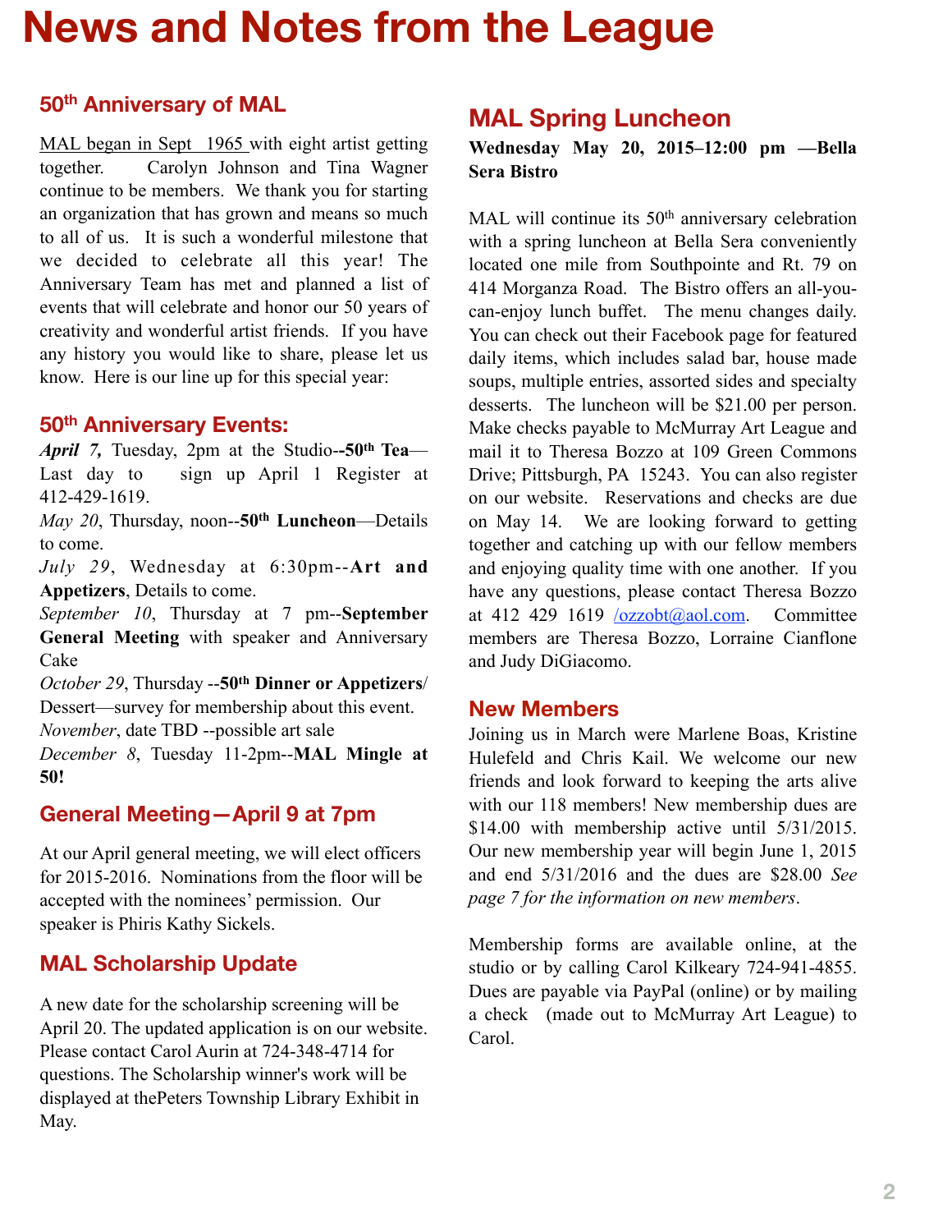# News and Notes from the League

## 50th Anniversary of MAL

MAL began in Sept 1965 with eight artist getting together. Carolyn Johnson and Tina Wagner continue to be members. We thank you for starting an organization that has grown and means so much to all of us. It is such a wonderful milestone that we decided to celebrate all this year! The Anniversary Team has met and planned a list of events that will celebrate and honor our 50 years of creativity and wonderful artist friends. If you have any history you would like to share, please let us know. Here is our line up for this special year:

## 50th Anniversary Events:

***April 7,*** Tuesday, 2pm at the Studio--**50th Tea**—Last day to sign up April 1 Register at 412-429-1619.

*May 20*, Thursday, noon--**50th Luncheon**—Details to come.

*July 29*, Wednesday at 6:30pm--**Art and Appetizers**, Details to come.

*September 10*, Thursday at 7 pm--**September General Meeting** with speaker and Anniversary Cake

*October 29*, Thursday --**50th Dinner or Appetizers**/Dessert—survey for membership about this event.

*November*, date TBD --possible art sale

*December 8*, Tuesday 11-2pm--**MAL Mingle at 50!**

## General Meeting—April 9 at 7pm

At our April general meeting, we will elect officers for 2015-2016. Nominations from the floor will be accepted with the nominees' permission. Our speaker is Phiris Kathy Sickels.

## MAL Scholarship Update

A new date for the scholarship screening will be April 20. The updated application is on our website. Please contact Carol Aurin at 724-348-4714 for questions. The Scholarship winner's work will be displayed at thePeters Township Library Exhibit in May.

## MAL Spring Luncheon

**Wednesday May 20, 2015–12:00 pm —Bella Sera Bistro**

MAL will continue its 50th anniversary celebration with a spring luncheon at Bella Sera conveniently located one mile from Southpointe and Rt. 79 on 414 Morganza Road. The Bistro offers an all-you-can-enjoy lunch buffet. The menu changes daily. You can check out their Facebook page for featured daily items, which includes salad bar, house made soups, multiple entries, assorted sides and specialty desserts. The luncheon will be $21.00 per person. Make checks payable to McMurray Art League and mail it to Theresa Bozzo at 109 Green Commons Drive; Pittsburgh, PA 15243. You can also register on our website. Reservations and checks are due on May 14. We are looking forward to getting together and catching up with our fellow members and enjoying quality time with one another. If you have any questions, please contact Theresa Bozzo at 412 429 1619 /ozzobt@aol.com. Committee members are Theresa Bozzo, Lorraine Cianflone and Judy DiGiacomo.

## New Members

Joining us in March were Marlene Boas, Kristine Hulefeld and Chris Kail. We welcome our new friends and look forward to keeping the arts alive with our 118 members! New membership dues are $14.00 with membership active until 5/31/2015. Our new membership year will begin June 1, 2015 and end 5/31/2016 and the dues are $28.00 *See page 7 for the information on new members*.

Membership forms are available online, at the studio or by calling Carol Kilkeary 724-941-4855. Dues are payable via PayPal (online) or by mailing a check (made out to McMurray Art League) to Carol.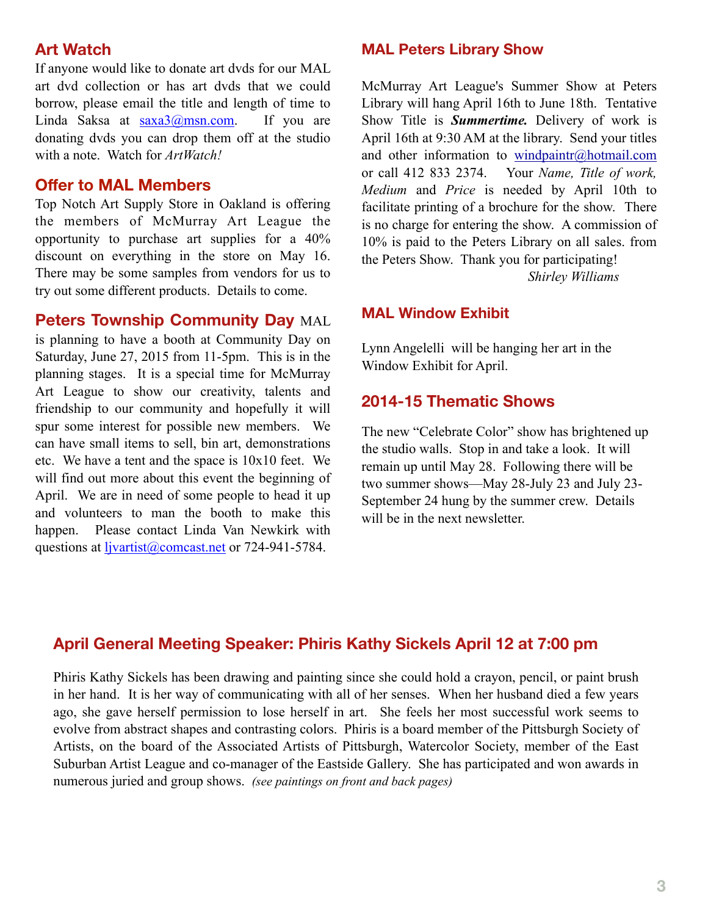## Art Watch

If anyone would like to donate art dvds for our MAL art dvd collection or has art dvds that we could borrow, please email the title and length of time to Linda Saksa at saxa3@msn.com. If you are donating dvds you can drop them off at the studio with a note. Watch for *ArtWatch!*

## Offer to MAL Members

Top Notch Art Supply Store in Oakland is offering the members of McMurray Art League the opportunity to purchase art supplies for a 40% discount on everything in the store on May 16. There may be some samples from vendors for us to try out some different products. Details to come.

## Peters Township Community Day

MAL is planning to have a booth at Community Day on Saturday, June 27, 2015 from 11-5pm. This is in the planning stages. It is a special time for McMurray Art League to show our creativity, talents and friendship to our community and hopefully it will spur some interest for possible new members. We can have small items to sell, bin art, demonstrations etc. We have a tent and the space is 10x10 feet. We will find out more about this event the beginning of April. We are in need of some people to head it up and volunteers to man the booth to make this happen. Please contact Linda Van Newkirk with questions at ljvartist@comcast.net or 724-941-5784.

## MAL Peters Library Show

McMurray Art League's Summer Show at Peters Library will hang April 16th to June 18th. Tentative Show Title is ***Summertime.*** Delivery of work is April 16th at 9:30 AM at the library. Send your titles and other information to windpaintr@hotmail.com or call 412 833 2374. Your *Name, Title of work, Medium* and *Price* is needed by April 10th to facilitate printing of a brochure for the show. There is no charge for entering the show. A commission of 10% is paid to the Peters Library on all sales. from the Peters Show. Thank you for participating!

*Shirley Williams*

## MAL Window Exhibit

Lynn Angelelli will be hanging her art in the Window Exhibit for April.

## 2014-15 Thematic Shows

The new "Celebrate Color" show has brightened up the studio walls. Stop in and take a look. It will remain up until May 28. Following there will be two summer shows—May 28-July 23 and July 23-September 24 hung by the summer crew. Details will be in the next newsletter.

## April General Meeting Speaker: Phiris Kathy Sickels April 12 at 7:00 pm

Phiris Kathy Sickels has been drawing and painting since she could hold a crayon, pencil, or paint brush in her hand. It is her way of communicating with all of her senses. When her husband died a few years ago, she gave herself permission to lose herself in art. She feels her most successful work seems to evolve from abstract shapes and contrasting colors. Phiris is a board member of the Pittsburgh Society of Artists, on the board of the Associated Artists of Pittsburgh, Watercolor Society, member of the East Suburban Artist League and co-manager of the Eastside Gallery. She has participated and won awards in numerous juried and group shows. *(see paintings on front and back pages)*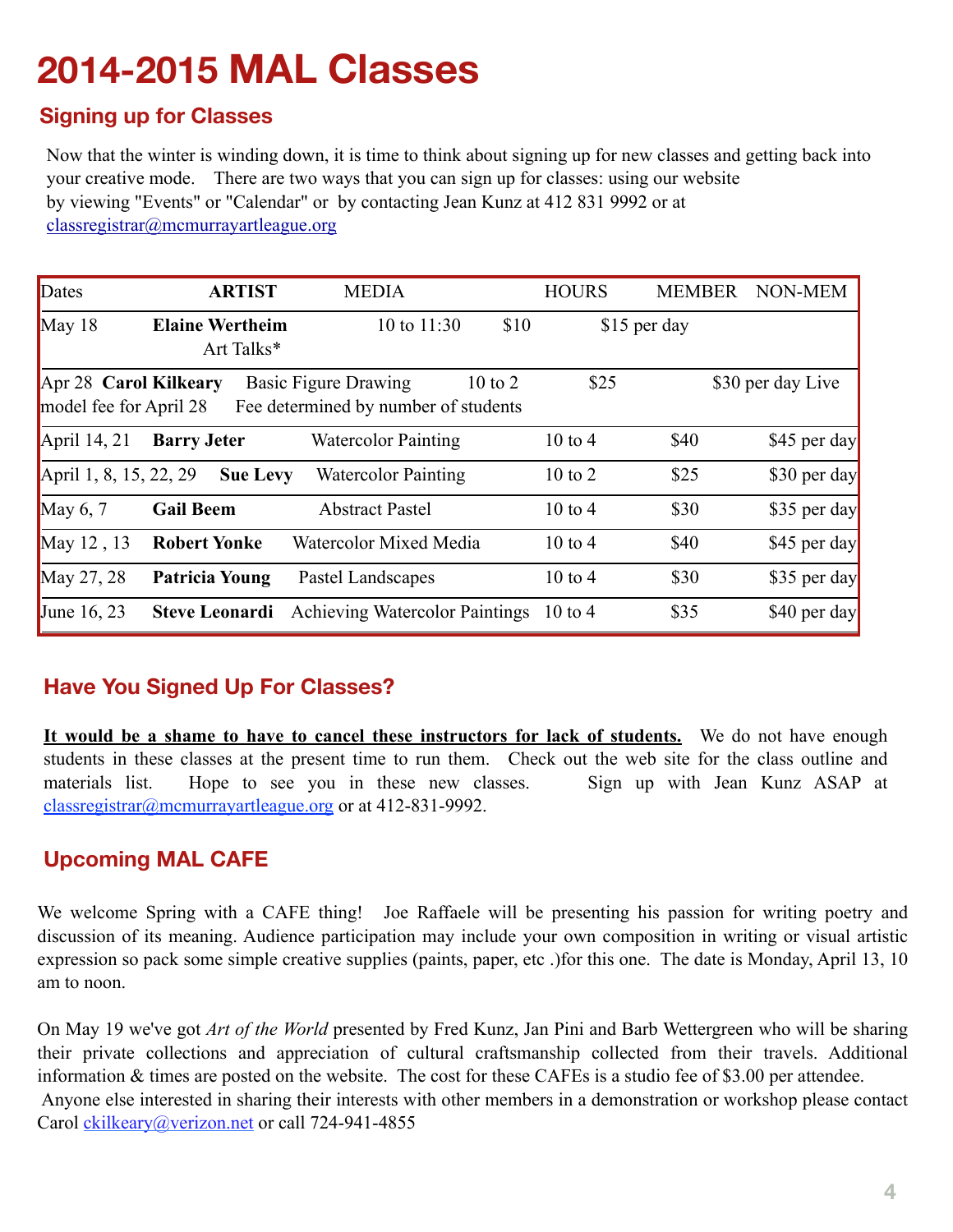# 2014-2015 MAL Classes

## Signing up for Classes

Now that the winter is winding down, it is time to think about signing up for new classes and getting back into your creative mode. There are two ways that you can sign up for classes: using our website by viewing "Events" or "Calendar" or by contacting Jean Kunz at 412 831 9992 or at classregistrar@mcmurrayartleague.org

| Dates | ARTIST | MEDIA | HOURS | MEMBER | NON-MEM |
|---|---|---|---|---|---|
| May 18 | **Elaine Wertheim** | Art Talks* | 10 to 11:30 | $10 | $15 per day |
| Apr 28 | **Carol Kilkeary** | Basic Figure Drawing | 10 to 2 | $25 | $30 per day Live model fee for April 28 Fee determined by number of students |
| April 14, 21 | **Barry Jeter** | Watercolor Painting | 10 to 4 | $40 | $45 per day |
| April 1, 8, 15, 22, 29 | **Sue Levy** | Watercolor Painting | 10 to 2 | $25 | $30 per day |
| May 6, 7 | **Gail Beem** | Abstract Pastel | 10 to 4 | $30 | $35 per day |
| May 12 , 13 | **Robert Yonke** | Watercolor Mixed Media | 10 to 4 | $40 | $45 per day |
| May 27, 28 | **Patricia Young** | Pastel Landscapes | 10 to 4 | $30 | $35 per day |
| June 16, 23 | **Steve Leonardi** | Achieving Watercolor Paintings | 10 to 4 | $35 | $40 per day |

## Have You Signed Up For Classes?

**<u>It would be a shame to have to cancel these instructors for lack of students.</u>** We do not have enough students in these classes at the present time to run them. Check out the web site for the class outline and materials list. Hope to see you in these new classes. Sign up with Jean Kunz ASAP at classregistrar@mcmurrayartleague.org or at 412-831-9992.

## Upcoming MAL CAFE

We welcome Spring with a CAFE thing! Joe Raffaele will be presenting his passion for writing poetry and discussion of its meaning. Audience participation may include your own composition in writing or visual artistic expression so pack some simple creative supplies (paints, paper, etc .)for this one. The date is Monday, April 13, 10 am to noon.

On May 19 we've got *Art of the World* presented by Fred Kunz, Jan Pini and Barb Wettergreen who will be sharing their private collections and appreciation of cultural craftsmanship collected from their travels. Additional information & times are posted on the website. The cost for these CAFEs is a studio fee of $3.00 per attendee.
Anyone else interested in sharing their interests with other members in a demonstration or workshop please contact Carol ckilkeary@verizon.net or call 724-941-4855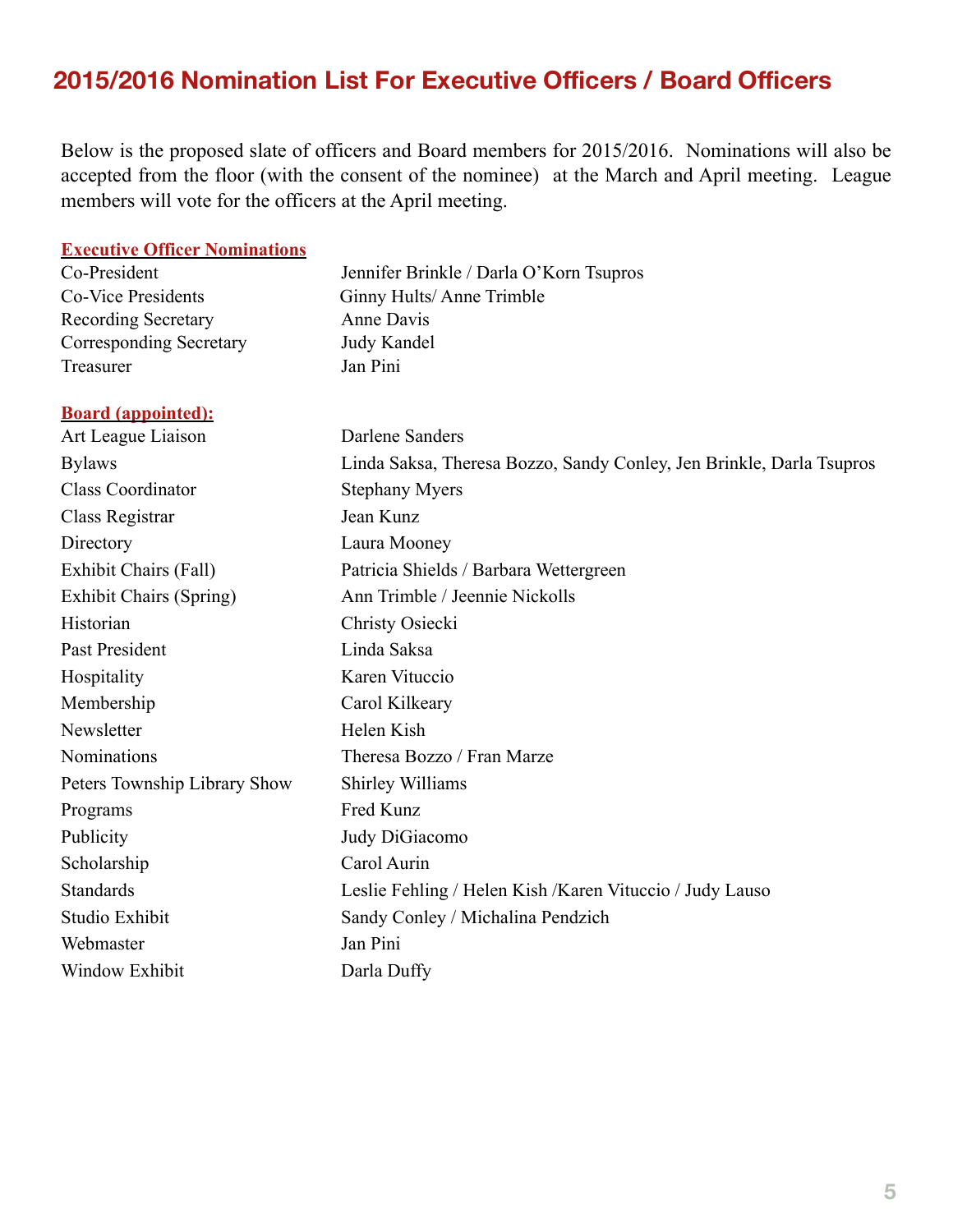## 2015/2016 Nomination List For Executive Officers / Board Officers

Below is the proposed slate of officers and Board members for 2015/2016. Nominations will also be accepted from the floor (with the consent of the nominee) at the March and April meeting. League members will vote for the officers at the April meeting.

**Executive Officer Nominations**

| | |
|---|---|
| Co-President | Jennifer Brinkle / Darla O'Korn Tsupros |
| Co-Vice Presidents | Ginny Hults/ Anne Trimble |
| Recording Secretary | Anne Davis |
| Corresponding Secretary | Judy Kandel |
| Treasurer | Jan Pini |

**Board (appointed):**

| | |
|---|---|
| Art League Liaison | Darlene Sanders |
| Bylaws | Linda Saksa, Theresa Bozzo, Sandy Conley, Jen Brinkle, Darla Tsupros |
| Class Coordinator | Stephany Myers |
| Class Registrar | Jean Kunz |
| Directory | Laura Mooney |
| Exhibit Chairs (Fall) | Patricia Shields / Barbara Wettergreen |
| Exhibit Chairs (Spring) | Ann Trimble / Jeennie Nickolls |
| Historian | Christy Osiecki |
| Past President | Linda Saksa |
| Hospitality | Karen Vituccio |
| Membership | Carol Kilkeary |
| Newsletter | Helen Kish |
| Nominations | Theresa Bozzo / Fran Marze |
| Peters Township Library Show | Shirley Williams |
| Programs | Fred Kunz |
| Publicity | Judy DiGiacomo |
| Scholarship | Carol Aurin |
| Standards | Leslie Fehling / Helen Kish /Karen Vituccio / Judy Lauso |
| Studio Exhibit | Sandy Conley / Michalina Pendzich |
| Webmaster | Jan Pini |
| Window Exhibit | Darla Duffy |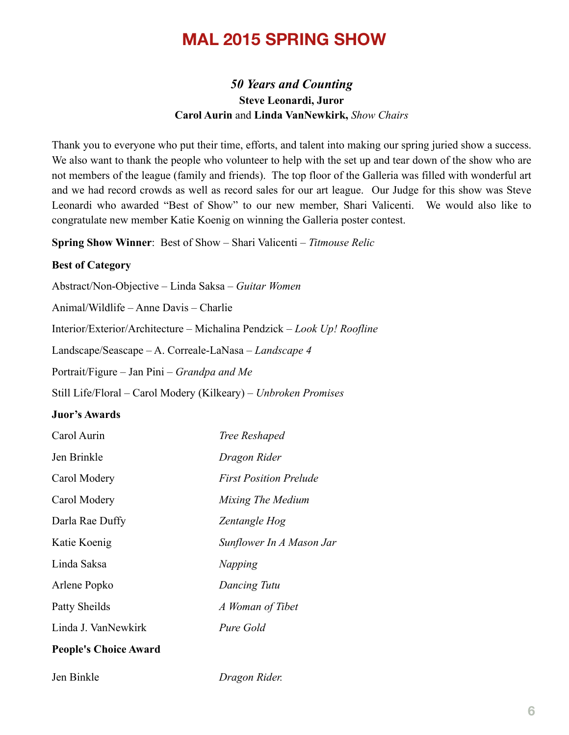# MAL 2015 SPRING SHOW

***50 Years and Counting***
**Steve Leonardi, Juror**
**Carol Aurin** and **Linda VanNewkirk,** *Show Chairs*

Thank you to everyone who put their time, efforts, and talent into making our spring juried show a success. We also want to thank the people who volunteer to help with the set up and tear down of the show who are not members of the league (family and friends). The top floor of the Galleria was filled with wonderful art and we had record crowds as well as record sales for our art league. Our Judge for this show was Steve Leonardi who awarded "Best of Show" to our new member, Shari Valicenti. We would also like to congratulate new member Katie Koenig on winning the Galleria poster contest.

**Spring Show Winner**: Best of Show – Shari Valicenti – *Titmouse Relic*

**Best of Category**

Abstract/Non-Objective – Linda Saksa – *Guitar Women*

Animal/Wildlife – Anne Davis – Charlie

Interior/Exterior/Architecture – Michalina Pendzick – *Look Up! Roofline*

Landscape/Seascape – A. Correale-LaNasa – *Landscape 4*

Portrait/Figure – Jan Pini – *Grandpa and Me*

Still Life/Floral – Carol Modery (Kilkeary) – *Unbroken Promises*

**Juor's Awards**

| | |
|---|---|
| Carol Aurin | *Tree Reshaped* |
| Jen Brinkle | *Dragon Rider* |
| Carol Modery | *First Position Prelude* |
| Carol Modery | *Mixing The Medium* |
| Darla Rae Duffy | *Zentangle Hog* |
| Katie Koenig | *Sunflower In A Mason Jar* |
| Linda Saksa | *Napping* |
| Arlene Popko | *Dancing Tutu* |
| Patty Sheilds | *A Woman of Tibet* |
| Linda J. VanNewkirk | *Pure Gold* |

**People's Choice Award**

| | |
|---|---|
| Jen Binkle | *Dragon Rider.* |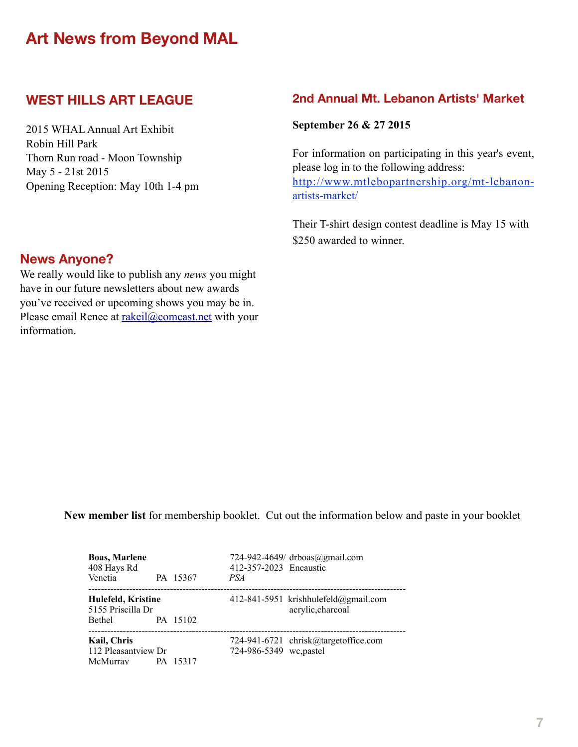# Art News from Beyond MAL

## WEST HILLS ART LEAGUE

2015 WHAL Annual Art Exhibit
Robin Hill Park
Thorn Run road - Moon Township
May 5 - 21st 2015
Opening Reception: May 10th 1-4 pm

## 2nd Annual Mt. Lebanon Artists' Market

**September 26 & 27 2015**

For information on participating in this year's event, please log in to the following address: http://www.mtlebopartnership.org/mt-lebanon-artists-market/

Their T-shirt design contest deadline is May 15 with $250 awarded to winner.

## News Anyone?

We really would like to publish any *news* you might have in our future newsletters about new awards you've received or upcoming shows you may be in. Please email Renee at rakeil@comcast.net with your information.

**New member list** for membership booklet. Cut out the information below and paste in your booklet

**Boas, Marlene**
408 Hays Rd
Venetia PA 15367
724-942-4649/ 412-357-2023
drboas@gmail.com
Encaustic
*PSA*

---

**Hulefeld, Kristine**
5155 Priscilla Dr
Bethel PA 15102
412-841-5951
krishhulefeld@gmail.com
acrylic,charcoal

---

**Kail, Chris**
112 Pleasantview Dr
McMurray PA 15317
724-941-6721
724-986-5349
chrisk@targetoffice.com
wc,pastel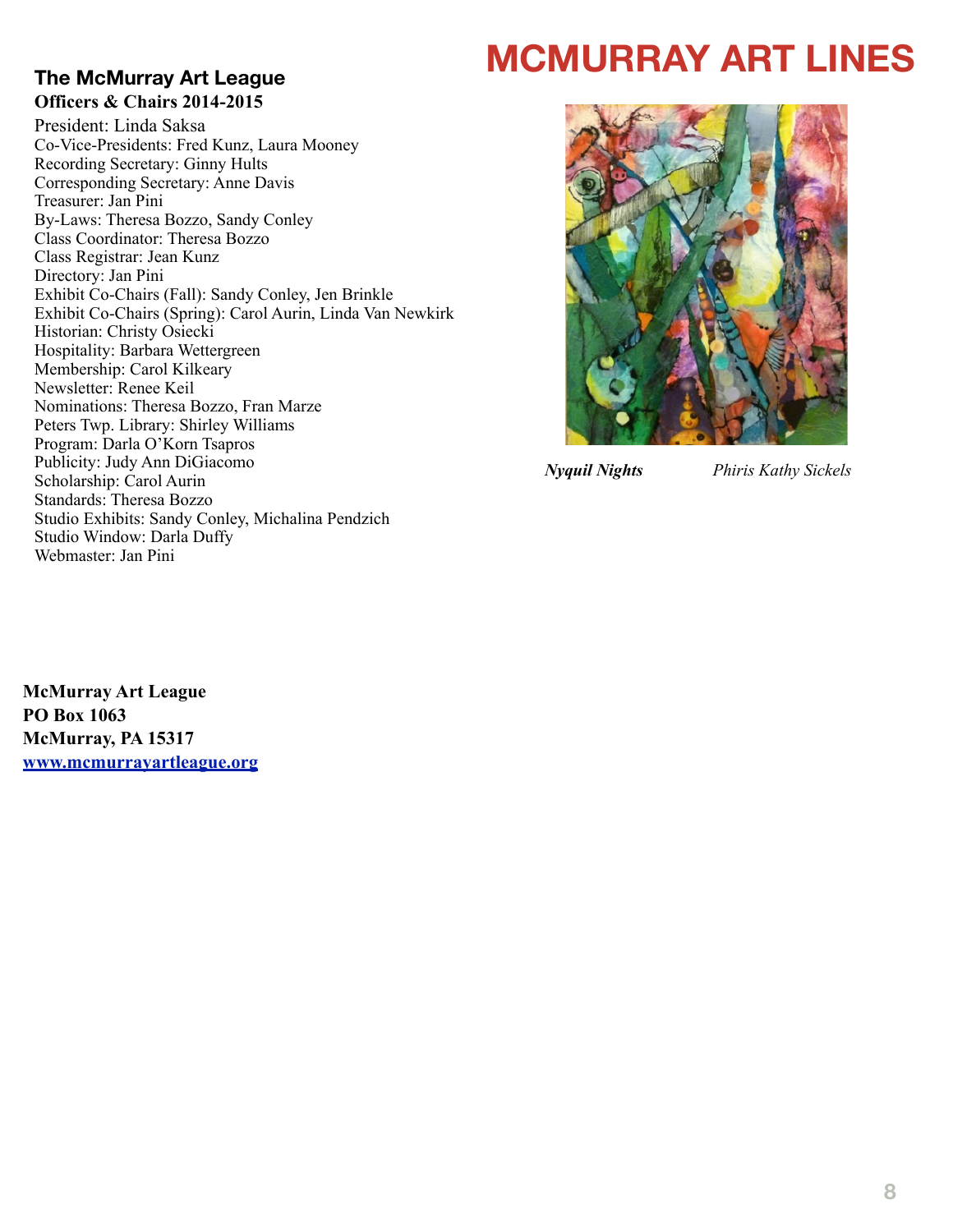# MCMURRAY ART LINES

## The McMurray Art League

**Officers & Chairs 2014-2015**

President: Linda Saksa
Co-Vice-Presidents: Fred Kunz, Laura Mooney
Recording Secretary: Ginny Hults
Corresponding Secretary: Anne Davis
Treasurer: Jan Pini
By-Laws: Theresa Bozzo, Sandy Conley
Class Coordinator: Theresa Bozzo
Class Registrar: Jean Kunz
Directory: Jan Pini
Exhibit Co-Chairs (Fall): Sandy Conley, Jen Brinkle
Exhibit Co-Chairs (Spring): Carol Aurin, Linda Van Newkirk
Historian: Christy Osiecki
Hospitality: Barbara Wettergreen
Membership: Carol Kilkeary
Newsletter: Renee Keil
Nominations: Theresa Bozzo, Fran Marze
Peters Twp. Library: Shirley Williams
Program: Darla O'Korn Tsapros
Publicity: Judy Ann DiGiacomo
Scholarship: Carol Aurin
Standards: Theresa Bozzo
Studio Exhibits: Sandy Conley, Michalina Pendzich
Studio Window: Darla Duffy
Webmaster: Jan Pini

***Nyquil Nights*** *Phiris Kathy Sickels*

**McMurray Art League**
**PO Box 1063**
**McMurray, PA 15317**
**www.mcmurrayartleague.org**